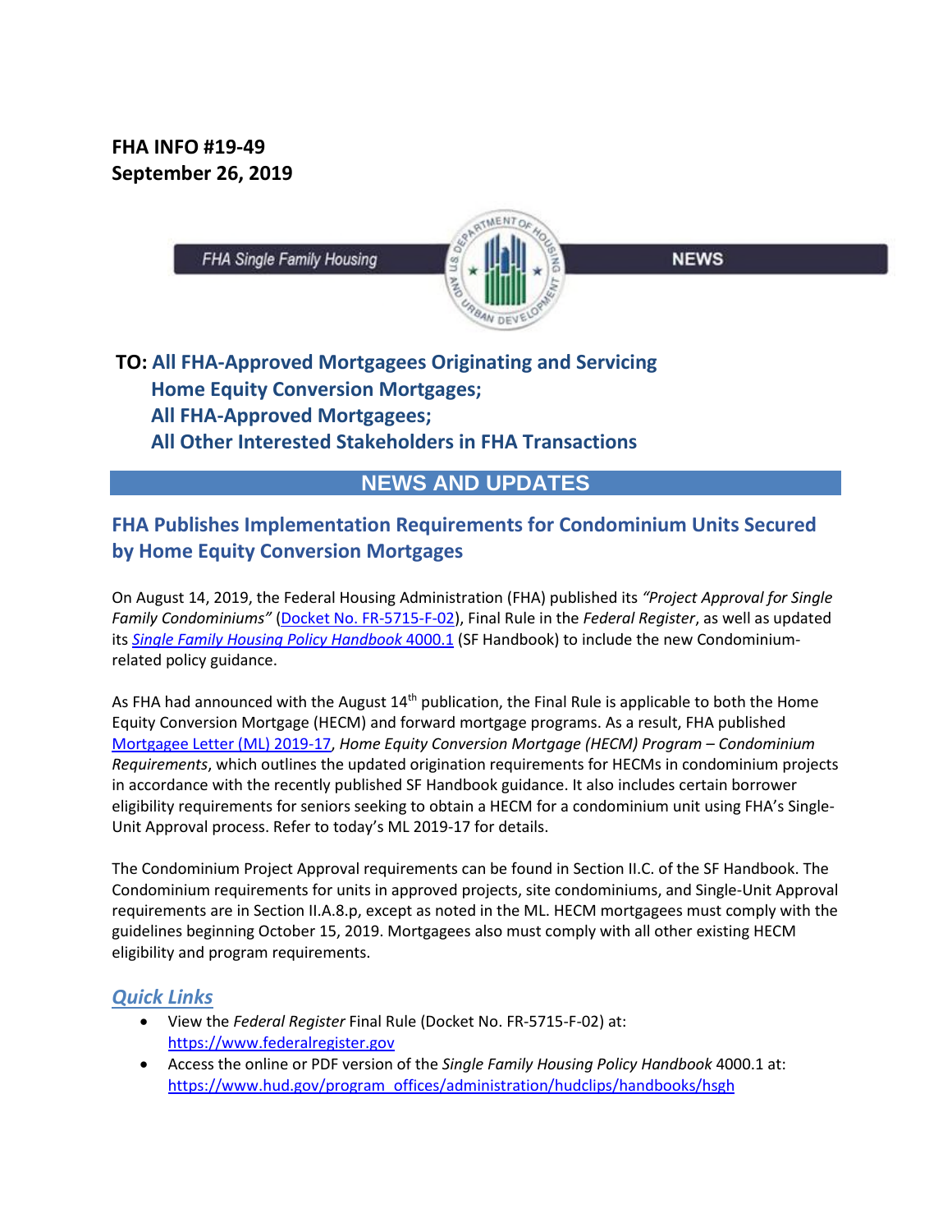**FHA INFO #19-49**
**September 26, 2019**

FHA Single Family Housing NEWS

**TO: All FHA-Approved Mortgagees Originating and Servicing Home Equity Conversion Mortgages;**
**All FHA-Approved Mortgagees;**
**All Other Interested Stakeholders in FHA Transactions**

## NEWS AND UPDATES

### FHA Publishes Implementation Requirements for Condominium Units Secured by Home Equity Conversion Mortgages

On August 14, 2019, the Federal Housing Administration (FHA) published its *"Project Approval for Single Family Condominiums"* (Docket No. FR-5715-F-02), Final Rule in the *Federal Register*, as well as updated its *Single Family Housing Policy Handbook* 4000.1 (SF Handbook) to include the new Condominium-related policy guidance.

As FHA had announced with the August 14th publication, the Final Rule is applicable to both the Home Equity Conversion Mortgage (HECM) and forward mortgage programs. As a result, FHA published Mortgagee Letter (ML) 2019-17, *Home Equity Conversion Mortgage (HECM) Program – Condominium Requirements*, which outlines the updated origination requirements for HECMs in condominium projects in accordance with the recently published SF Handbook guidance. It also includes certain borrower eligibility requirements for seniors seeking to obtain a HECM for a condominium unit using FHA's Single-Unit Approval process. Refer to today's ML 2019-17 for details.

The Condominium Project Approval requirements can be found in Section II.C. of the SF Handbook. The Condominium requirements for units in approved projects, site condominiums, and Single-Unit Approval requirements are in Section II.A.8.p, except as noted in the ML. HECM mortgagees must comply with the guidelines beginning October 15, 2019. Mortgagees also must comply with all other existing HECM eligibility and program requirements.

### *Quick Links*

- View the *Federal Register* Final Rule (Docket No. FR-5715-F-02) at: https://www.federalregister.gov
- Access the online or PDF version of the *Single Family Housing Policy Handbook* 4000.1 at: https://www.hud.gov/program_offices/administration/hudclips/handbooks/hsgh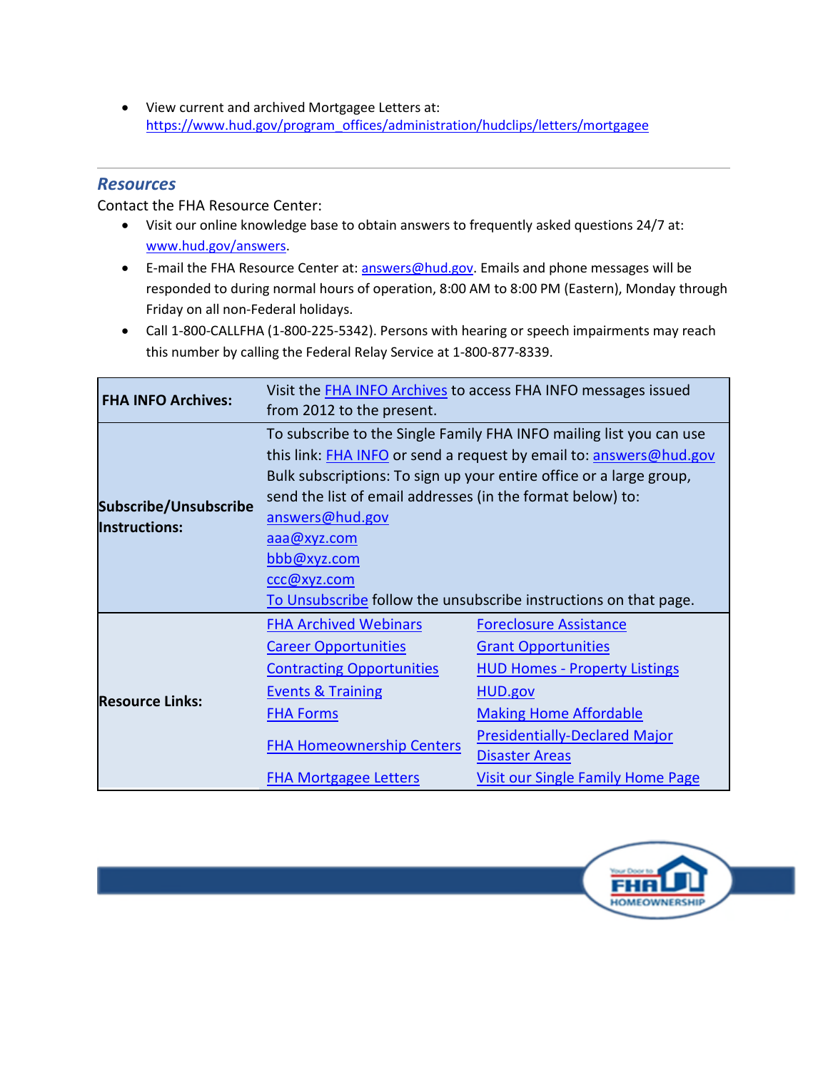- View current and archived Mortgagee Letters at: https://www.hud.gov/program_offices/administration/hudclips/letters/mortgagee

## *Resources*

Contact the FHA Resource Center:

- Visit our online knowledge base to obtain answers to frequently asked questions 24/7 at: www.hud.gov/answers.
- E-mail the FHA Resource Center at: answers@hud.gov. Emails and phone messages will be responded to during normal hours of operation, 8:00 AM to 8:00 PM (Eastern), Monday through Friday on all non-Federal holidays.
- Call 1-800-CALLFHA (1-800-225-5342). Persons with hearing or speech impairments may reach this number by calling the Federal Relay Service at 1-800-877-8339.

| | | |
|---|---|---|
| **FHA INFO Archives:** | Visit the FHA INFO Archives to access FHA INFO messages issued from 2012 to the present. | |
| **Subscribe/Unsubscribe Instructions:** | To subscribe to the Single Family FHA INFO mailing list you can use this link: FHA INFO or send a request by email to: answers@hud.gov<br>Bulk subscriptions: To sign up your entire office or a large group, send the list of email addresses (in the format below) to: answers@hud.gov<br>aaa@xyz.com<br>bbb@xyz.com<br>ccc@xyz.com<br>To Unsubscribe follow the unsubscribe instructions on that page. | |
| **Resource Links:** | FHA Archived Webinars | Foreclosure Assistance |
| | Career Opportunities | Grant Opportunities |
| | Contracting Opportunities | HUD Homes - Property Listings |
| | Events & Training | HUD.gov |
| | FHA Forms | Making Home Affordable |
| | FHA Homeownership Centers | Presidentially-Declared Major Disaster Areas |
| | FHA Mortgagee Letters | Visit our Single Family Home Page |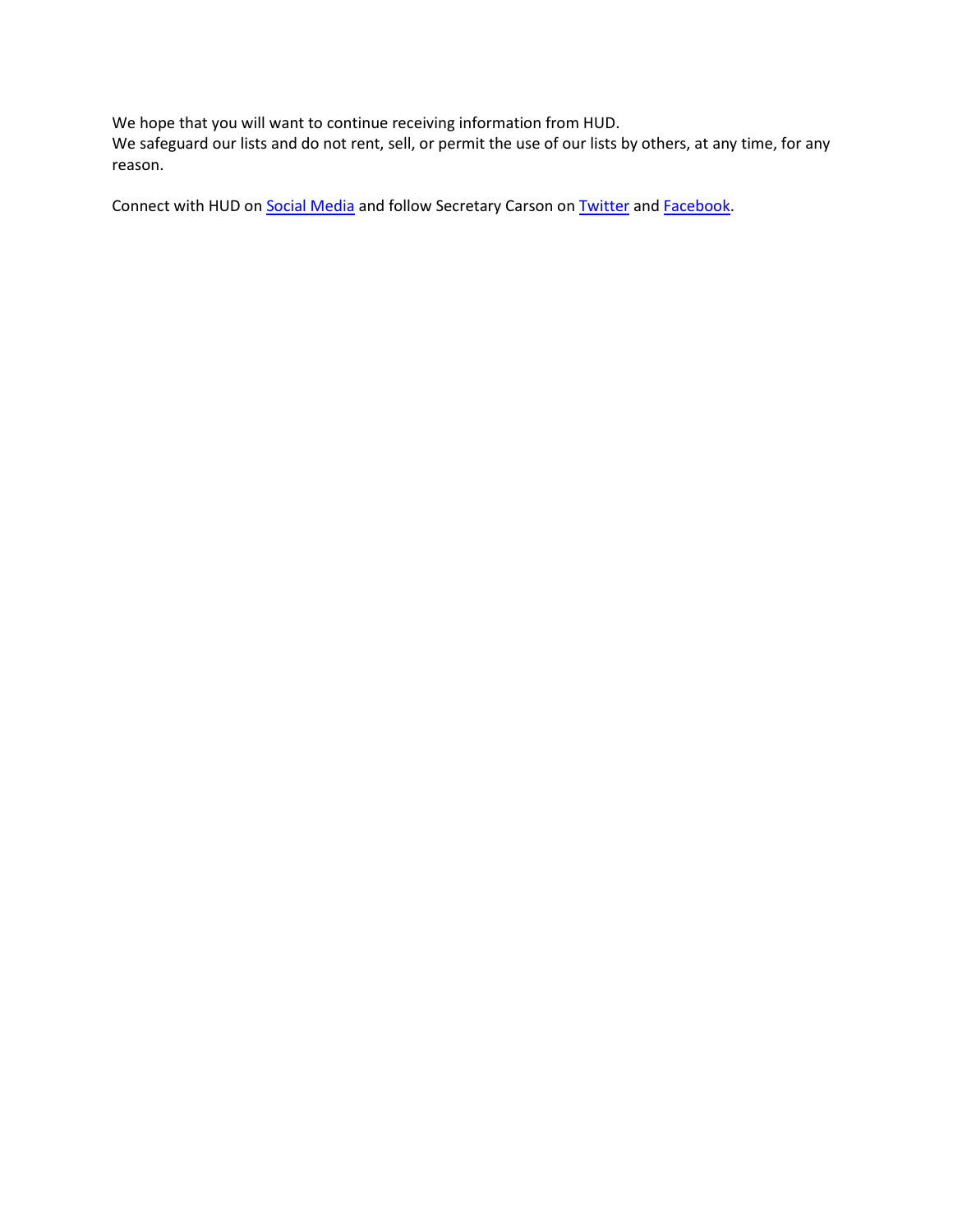We hope that you will want to continue receiving information from HUD.
We safeguard our lists and do not rent, sell, or permit the use of our lists by others, at any time, for any reason.

Connect with HUD on Social Media and follow Secretary Carson on Twitter and Facebook.